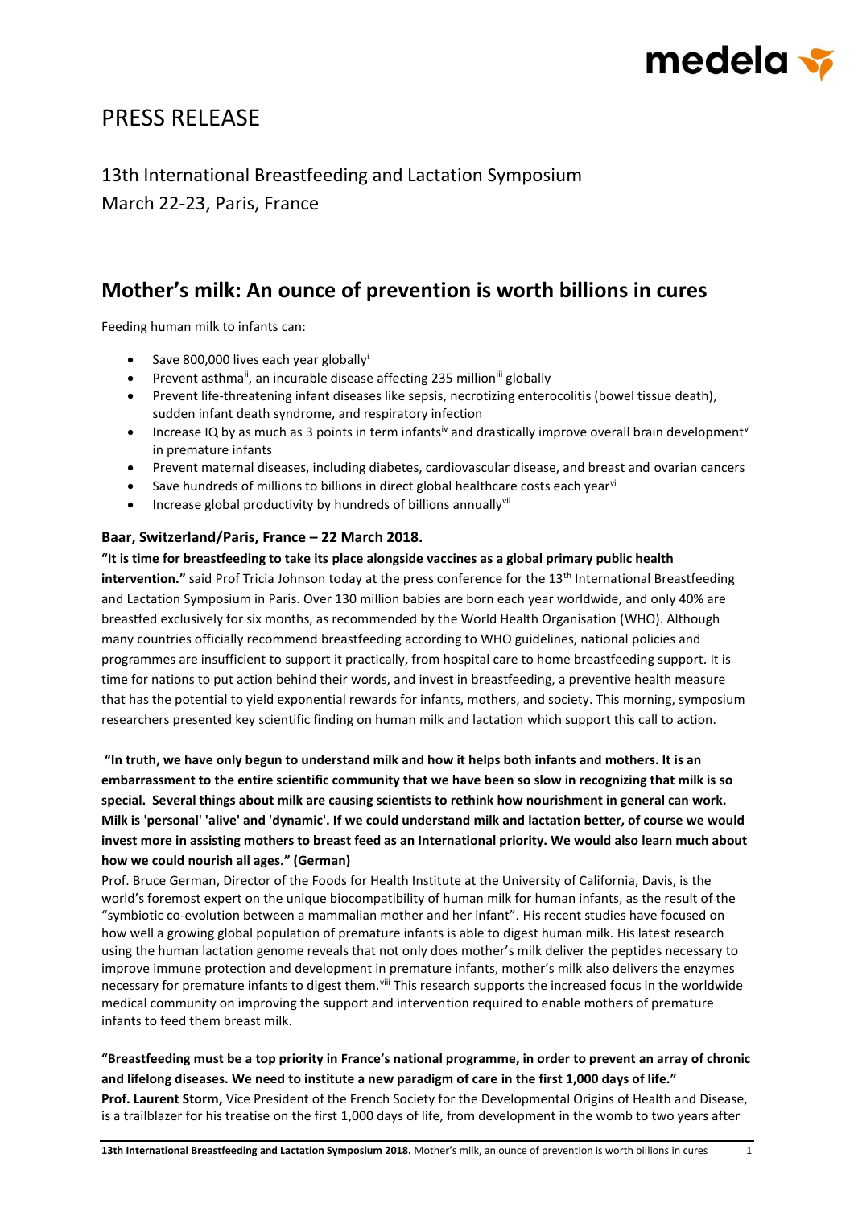# PRESS RELEASE

13th International Breastfeeding and Lactation Symposium
March 22-23, Paris, France

## Mother's milk: An ounce of prevention is worth billions in cures

Feeding human milk to infants can:

- Save 800,000 lives each year globally[i]
- Prevent asthma[ii], an incurable disease affecting 235 million[iii] globally
- Prevent life-threatening infant diseases like sepsis, necrotizing enterocolitis (bowel tissue death), sudden infant death syndrome, and respiratory infection
- Increase IQ by as much as 3 points in term infants[iv] and drastically improve overall brain development[v] in premature infants
- Prevent maternal diseases, including diabetes, cardiovascular disease, and breast and ovarian cancers
- Save hundreds of millions to billions in direct global healthcare costs each year[vi]
- Increase global productivity by hundreds of billions annually[vii]

**Baar, Switzerland/Paris, France – 22 March 2018.**

**"It is time for breastfeeding to take its place alongside vaccines as a global primary public health intervention."** said Prof Tricia Johnson today at the press conference for the 13th International Breastfeeding and Lactation Symposium in Paris. Over 130 million babies are born each year worldwide, and only 40% are breastfed exclusively for six months, as recommended by the World Health Organisation (WHO). Although many countries officially recommend breastfeeding according to WHO guidelines, national policies and programmes are insufficient to support it practically, from hospital care to home breastfeeding support. It is time for nations to put action behind their words, and invest in breastfeeding, a preventive health measure that has the potential to yield exponential rewards for infants, mothers, and society. This morning, symposium researchers presented key scientific finding on human milk and lactation which support this call to action.

**"In truth, we have only begun to understand milk and how it helps both infants and mothers. It is an embarrassment to the entire scientific community that we have been so slow in recognizing that milk is so special. Several things about milk are causing scientists to rethink how nourishment in general can work. Milk is 'personal' 'alive' and 'dynamic'. If we could understand milk and lactation better, of course we would invest more in assisting mothers to breast feed as an International priority. We would also learn much about how we could nourish all ages." (German)**

Prof. Bruce German, Director of the Foods for Health Institute at the University of California, Davis, is the world's foremost expert on the unique biocompatibility of human milk for human infants, as the result of the "symbiotic co-evolution between a mammalian mother and her infant". His recent studies have focused on how well a growing global population of premature infants is able to digest human milk. His latest research using the human lactation genome reveals that not only does mother's milk deliver the peptides necessary to improve immune protection and development in premature infants, mother's milk also delivers the enzymes necessary for premature infants to digest them.[viii] This research supports the increased focus in the worldwide medical community on improving the support and intervention required to enable mothers of premature infants to feed them breast milk.

**"Breastfeeding must be a top priority in France's national programme, in order to prevent an array of chronic and lifelong diseases. We need to institute a new paradigm of care in the first 1,000 days of life."**

**Prof. Laurent Storm,** Vice President of the French Society for the Developmental Origins of Health and Disease, is a trailblazer for his treatise on the first 1,000 days of life, from development in the womb to two years after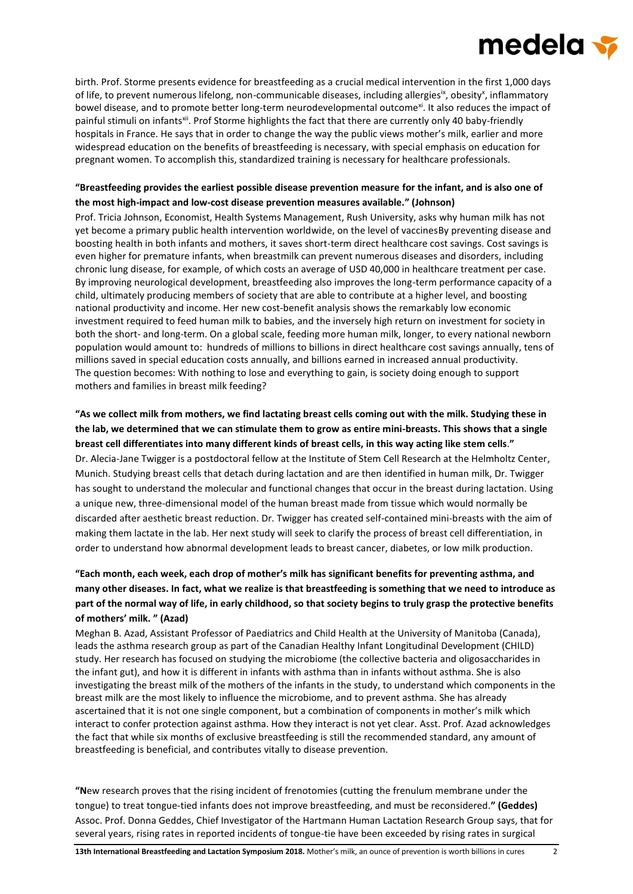birth. Prof. Storme presents evidence for breastfeeding as a crucial medical intervention in the first 1,000 days of life, to prevent numerous lifelong, non-communicable diseases, including allergies[ix], obesity[x], inflammatory bowel disease, and to promote better long-term neurodevelopmental outcome[xi]. It also reduces the impact of painful stimuli on infants[xii]. Prof Storme highlights the fact that there are currently only 40 baby-friendly hospitals in France. He says that in order to change the way the public views mother's milk, earlier and more widespread education on the benefits of breastfeeding is necessary, with special emphasis on education for pregnant women. To accomplish this, standardized training is necessary for healthcare professionals.

**"Breastfeeding provides the earliest possible disease prevention measure for the infant, and is also one of the most high-impact and low-cost disease prevention measures available." (Johnson)**

Prof. Tricia Johnson, Economist, Health Systems Management, Rush University, asks why human milk has not yet become a primary public health intervention worldwide, on the level of vaccinesBy preventing disease and boosting health in both infants and mothers, it saves short-term direct healthcare cost savings. Cost savings is even higher for premature infants, when breastmilk can prevent numerous diseases and disorders, including chronic lung disease, for example, of which costs an average of USD 40,000 in healthcare treatment per case. By improving neurological development, breastfeeding also improves the long-term performance capacity of a child, ultimately producing members of society that are able to contribute at a higher level, and boosting national productivity and income. Her new cost-benefit analysis shows the remarkably low economic investment required to feed human milk to babies, and the inversely high return on investment for society in both the short- and long-term. On a global scale, feeding more human milk, longer, to every national newborn population would amount to: hundreds of millions to billions in direct healthcare cost savings annually, tens of millions saved in special education costs annually, and billions earned in increased annual productivity. The question becomes: With nothing to lose and everything to gain, is society doing enough to support mothers and families in breast milk feeding?

**"As we collect milk from mothers, we find lactating breast cells coming out with the milk. Studying these in the lab, we determined that we can stimulate them to grow as entire mini-breasts. This shows that a single breast cell differentiates into many different kinds of breast cells, in this way acting like stem cells."**

Dr. Alecia-Jane Twigger is a postdoctoral fellow at the Institute of Stem Cell Research at the Helmholtz Center, Munich. Studying breast cells that detach during lactation and are then identified in human milk, Dr. Twigger has sought to understand the molecular and functional changes that occur in the breast during lactation. Using a unique new, three-dimensional model of the human breast made from tissue which would normally be discarded after aesthetic breast reduction. Dr. Twigger has created self-contained mini-breasts with the aim of making them lactate in the lab. Her next study will seek to clarify the process of breast cell differentiation, in order to understand how abnormal development leads to breast cancer, diabetes, or low milk production.

**"Each month, each week, each drop of mother's milk has significant benefits for preventing asthma, and many other diseases. In fact, what we realize is that breastfeeding is something that we need to introduce as part of the normal way of life, in early childhood, so that society begins to truly grasp the protective benefits of mothers' milk. " (Azad)**

Meghan B. Azad, Assistant Professor of Paediatrics and Child Health at the University of Manitoba (Canada), leads the asthma research group as part of the Canadian Healthy Infant Longitudinal Development (CHILD) study. Her research has focused on studying the microbiome (the collective bacteria and oligosaccharides in the infant gut), and how it is different in infants with asthma than in infants without asthma. She is also investigating the breast milk of the mothers of the infants in the study, to understand which components in the breast milk are the most likely to influence the microbiome, and to prevent asthma. She has already ascertained that it is not one single component, but a combination of components in mother's milk which interact to confer protection against asthma. How they interact is not yet clear. Asst. Prof. Azad acknowledges the fact that while six months of exclusive breastfeeding is still the recommended standard, any amount of breastfeeding is beneficial, and contributes vitally to disease prevention.

**"N**ew research proves that the rising incident of frenotomies (cutting the frenulum membrane under the tongue) to treat tongue-tied infants does not improve breastfeeding, and must be reconsidered.**" (Geddes)**

Assoc. Prof. Donna Geddes, Chief Investigator of the Hartmann Human Lactation Research Group says, that for several years, rising rates in reported incidents of tongue-tie have been exceeded by rising rates in surgical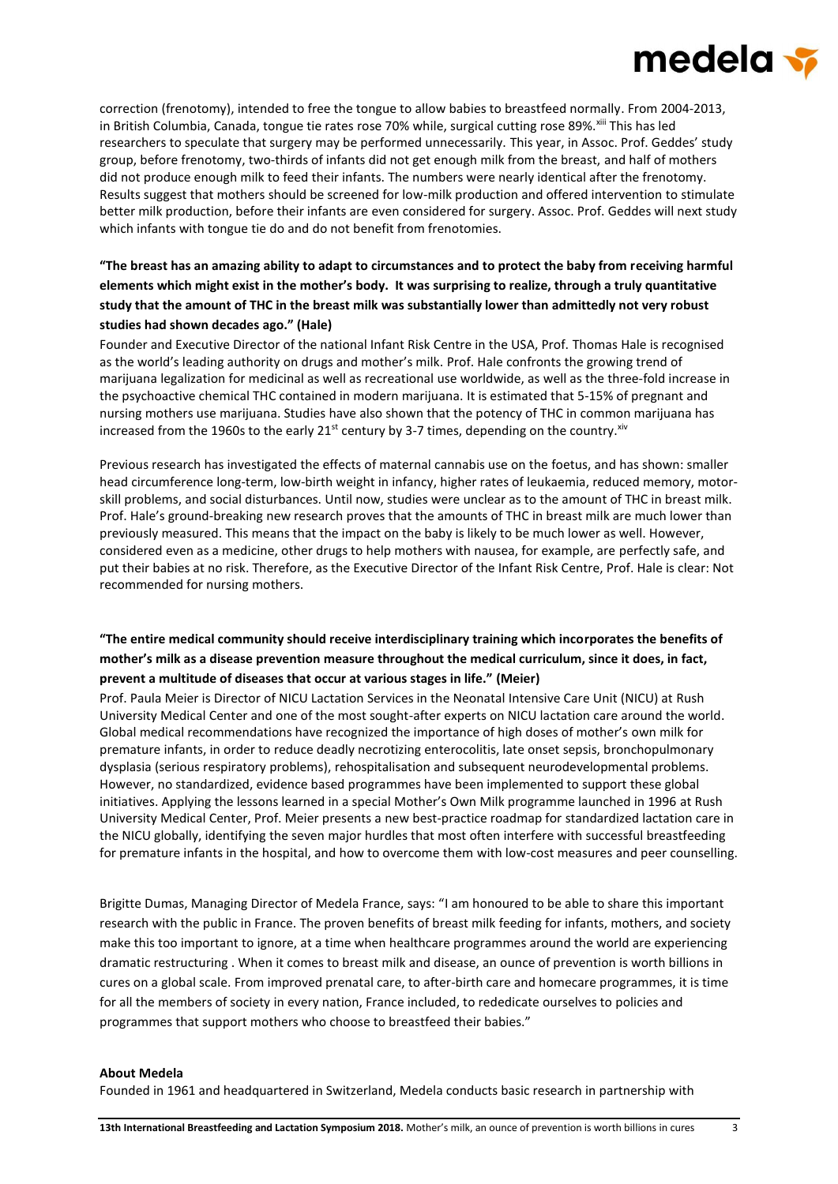correction (frenotomy), intended to free the tongue to allow babies to breastfeed normally. From 2004-2013, in British Columbia, Canada, tongue tie rates rose 70% while, surgical cutting rose 89%.[xiii] This has led researchers to speculate that surgery may be performed unnecessarily. This year, in Assoc. Prof. Geddes' study group, before frenotomy, two-thirds of infants did not get enough milk from the breast, and half of mothers did not produce enough milk to feed their infants. The numbers were nearly identical after the frenotomy. Results suggest that mothers should be screened for low-milk production and offered intervention to stimulate better milk production, before their infants are even considered for surgery. Assoc. Prof. Geddes will next study which infants with tongue tie do and do not benefit from frenotomies.

**"The breast has an amazing ability to adapt to circumstances and to protect the baby from receiving harmful elements which might exist in the mother's body. It was surprising to realize, through a truly quantitative study that the amount of THC in the breast milk was substantially lower than admittedly not very robust studies had shown decades ago." (Hale)**

Founder and Executive Director of the national Infant Risk Centre in the USA, Prof. Thomas Hale is recognised as the world's leading authority on drugs and mother's milk. Prof. Hale confronts the growing trend of marijuana legalization for medicinal as well as recreational use worldwide, as well as the three-fold increase in the psychoactive chemical THC contained in modern marijuana. It is estimated that 5-15% of pregnant and nursing mothers use marijuana. Studies have also shown that the potency of THC in common marijuana has increased from the 1960s to the early 21st century by 3-7 times, depending on the country.[xiv]

Previous research has investigated the effects of maternal cannabis use on the foetus, and has shown: smaller head circumference long-term, low-birth weight in infancy, higher rates of leukaemia, reduced memory, motor-skill problems, and social disturbances. Until now, studies were unclear as to the amount of THC in breast milk. Prof. Hale's ground-breaking new research proves that the amounts of THC in breast milk are much lower than previously measured. This means that the impact on the baby is likely to be much lower as well. However, considered even as a medicine, other drugs to help mothers with nausea, for example, are perfectly safe, and put their babies at no risk. Therefore, as the Executive Director of the Infant Risk Centre, Prof. Hale is clear: Not recommended for nursing mothers.

**"The entire medical community should receive interdisciplinary training which incorporates the benefits of mother's milk as a disease prevention measure throughout the medical curriculum, since it does, in fact, prevent a multitude of diseases that occur at various stages in life." (Meier)**

Prof. Paula Meier is Director of NICU Lactation Services in the Neonatal Intensive Care Unit (NICU) at Rush University Medical Center and one of the most sought-after experts on NICU lactation care around the world. Global medical recommendations have recognized the importance of high doses of mother's own milk for premature infants, in order to reduce deadly necrotizing enterocolitis, late onset sepsis, bronchopulmonary dysplasia (serious respiratory problems), rehospitalisation and subsequent neurodevelopmental problems. However, no standardized, evidence based programmes have been implemented to support these global initiatives. Applying the lessons learned in a special Mother's Own Milk programme launched in 1996 at Rush University Medical Center, Prof. Meier presents a new best-practice roadmap for standardized lactation care in the NICU globally, identifying the seven major hurdles that most often interfere with successful breastfeeding for premature infants in the hospital, and how to overcome them with low-cost measures and peer counselling.

Brigitte Dumas, Managing Director of Medela France, says: "I am honoured to be able to share this important research with the public in France. The proven benefits of breast milk feeding for infants, mothers, and society make this too important to ignore, at a time when healthcare programmes around the world are experiencing dramatic restructuring . When it comes to breast milk and disease, an ounce of prevention is worth billions in cures on a global scale. From improved prenatal care, to after-birth care and homecare programmes, it is time for all the members of society in every nation, France included, to rededicate ourselves to policies and programmes that support mothers who choose to breastfeed their babies."

**About Medela**

Founded in 1961 and headquartered in Switzerland, Medela conducts basic research in partnership with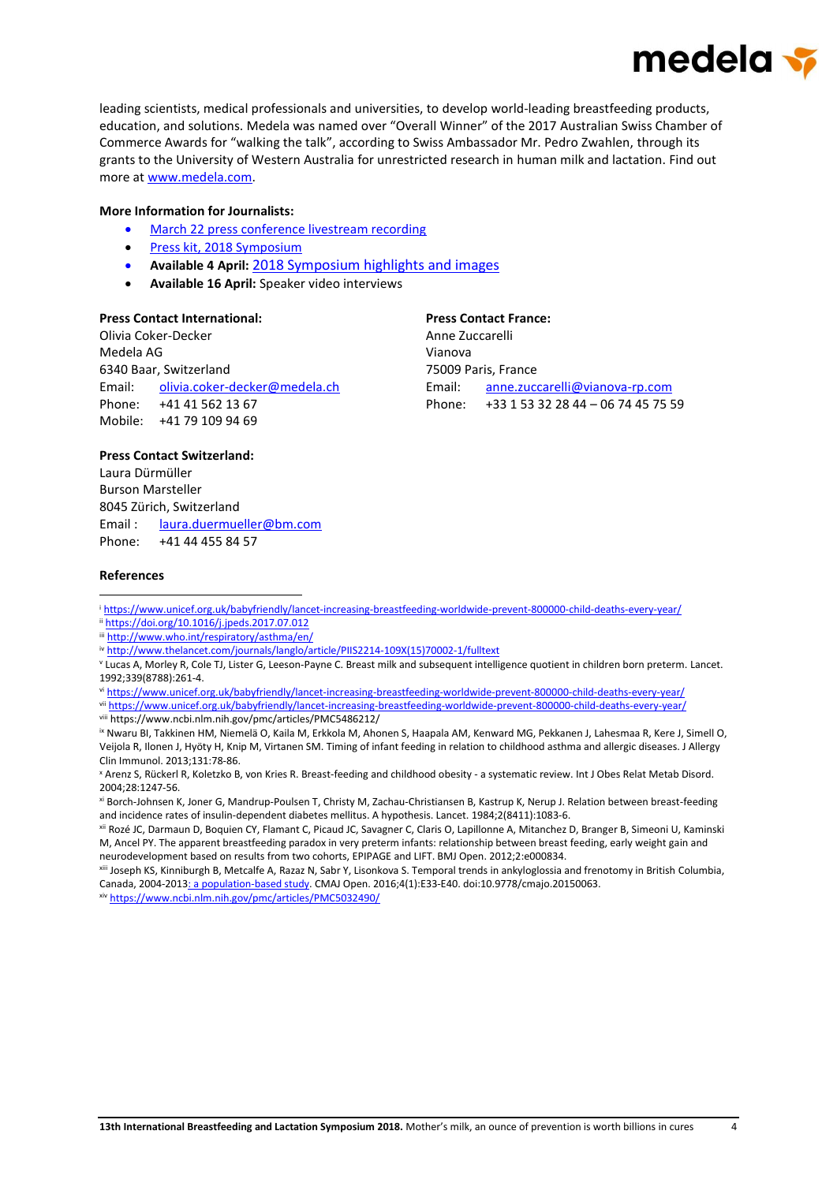leading scientists, medical professionals and universities, to develop world-leading breastfeeding products, education, and solutions. Medela was named over "Overall Winner" of the 2017 Australian Swiss Chamber of Commerce Awards for "walking the talk", according to Swiss Ambassador Mr. Pedro Zwahlen, through its grants to the University of Western Australia for unrestricted research in human milk and lactation. Find out more at www.medela.com.

**More Information for Journalists:**

- March 22 press conference livestream recording
- Press kit, 2018 Symposium
- **Available 4 April:** 2018 Symposium highlights and images
- **Available 16 April:** Speaker video interviews

**Press Contact International:**
Olivia Coker-Decker
Medela AG
6340 Baar, Switzerland
Email: olivia.coker-decker@medela.ch
Phone: +41 41 562 13 67
Mobile: +41 79 109 94 69

**Press Contact France:**
Anne Zuccarelli
Vianova
75009 Paris, France
Email: anne.zuccarelli@vianova-rp.com
Phone: +33 1 53 32 28 44 – 06 74 45 75 59

**Press Contact Switzerland:**
Laura Dürmüller
Burson Marsteller
8045 Zürich, Switzerland
Email : laura.duermueller@bm.com
Phone: +41 44 455 84 57

**References**

[i] https://www.unicef.org.uk/babyfriendly/lancet-increasing-breastfeeding-worldwide-prevent-800000-child-deaths-every-year/
[ii] https://doi.org/10.1016/j.jpeds.2017.07.012
[iii] http://www.who.int/respiratory/asthma/en/
[iv] http://www.thelancet.com/journals/langlo/article/PIIS2214-109X(15)70002-1/fulltext
[v] Lucas A, Morley R, Cole TJ, Lister G, Leeson-Payne C. Breast milk and subsequent intelligence quotient in children born preterm. Lancet. 1992;339(8788):261-4.
[vi] https://www.unicef.org.uk/babyfriendly/lancet-increasing-breastfeeding-worldwide-prevent-800000-child-deaths-every-year/
[vii] https://www.unicef.org.uk/babyfriendly/lancet-increasing-breastfeeding-worldwide-prevent-800000-child-deaths-every-year/
[viii] https://www.ncbi.nlm.nih.gov/pmc/articles/PMC5486212/
[ix] Nwaru BI, Takkinen HM, Niemelä O, Kaila M, Erkkola M, Ahonen S, Haapala AM, Kenward MG, Pekkanen J, Lahesmaa R, Kere J, Simell O, Veijola R, Ilonen J, Hyöty H, Knip M, Virtanen SM. Timing of infant feeding in relation to childhood asthma and allergic diseases. J Allergy Clin Immunol. 2013;131:78-86.
[x] Arenz S, Rückerl R, Koletzko B, von Kries R. Breast-feeding and childhood obesity - a systematic review. Int J Obes Relat Metab Disord. 2004;28:1247-56.
[xi] Borch-Johnsen K, Joner G, Mandrup-Poulsen T, Christy M, Zachau-Christiansen B, Kastrup K, Nerup J. Relation between breast-feeding and incidence rates of insulin-dependent diabetes mellitus. A hypothesis. Lancet. 1984;2(8411):1083-6.
[xii] Rozé JC, Darmaun D, Boquien CY, Flamant C, Picaud JC, Savagner C, Claris O, Lapillonne A, Mitanchez D, Branger B, Simeoni U, Kaminski M, Ancel PY. The apparent breastfeeding paradox in very preterm infants: relationship between breast feeding, early weight gain and neurodevelopment based on results from two cohorts, EPIPAGE and LIFT. BMJ Open. 2012;2:e000834.
[xiii] Joseph KS, Kinniburgh B, Metcalfe A, Razaz N, Sabr Y, Lisonkova S. Temporal trends in ankyloglossia and frenotomy in British Columbia, Canada, 2004-2013: a population-based study. CMAJ Open. 2016;4(1):E33-E40. doi:10.9778/cmajo.20150063.
[xiv] https://www.ncbi.nlm.nih.gov/pmc/articles/PMC5032490/